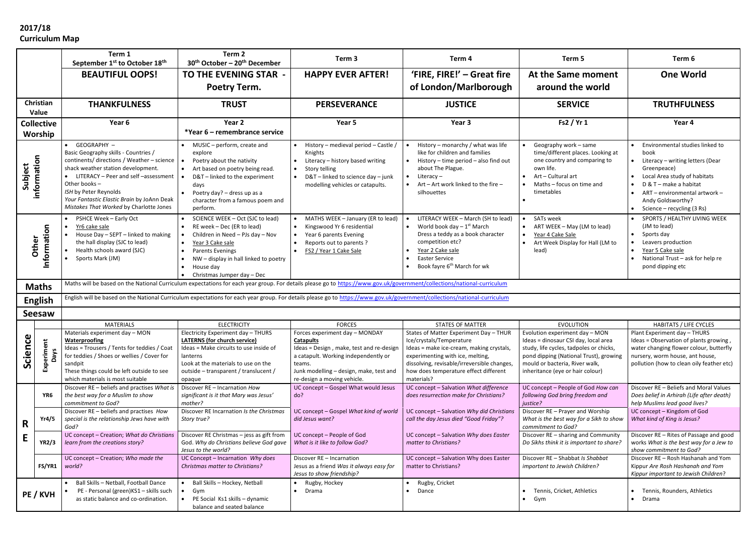**2017/18**
**Curriculum Map**

| | | Term 1<br>September 1st to October 18th | Term 2<br>30th October – 20th December | Term 3 | Term 4 | Term 5 | Term 6 |
|---|---|---|---|---|---|---|---|
| | | **BEAUTIFUL OOPS!** | **TO THE EVENING STAR - Poetry Term.** | **HAPPY EVER AFTER!** | **'FIRE, FIRE!' – Great fire of London/Marlborough** | **At the Same moment around the world** | **One World** |
| **Christian Value** | | **THANKFULNESS** | **TRUST** | **PERSEVERANCE** | **JUSTICE** | **SERVICE** | **TRUTHFULNESS** |
| **Collective Worship** | | Year 6 | Year 2<br>*Year 6 – remembrance service | Year 5 | Year 3 | Fs2 / Yr 1 | Year 4 |
| **Subject information** | | • GEOGRAPHY – Basic Geography skills - Countries / continents/ directions / Weather – science shack weather station development.<br>• LITERACY – Peer and self –assessment Other books –<br>*ISH* by Peter Reynolds<br>*Your Fantastic Elastic Brain* by JoAnn Deak<br>*Mistakes That Worked* by Charlotte Jones | • MUSIC – perform, create and explore<br>• Poetry about the nativity<br>• Art based on poetry being read.<br>• D&T – linked to the experiment days<br>• Poetry day? – dress up as a character from a famous poem and perform. | • History – medieval period – Castle / Knights<br>• Literacy – history based writing<br>• Story telling<br>• D&T – linked to science day – junk modelling vehicles or catapults. | • History – monarchy / what was life like for children and families<br>• History – time period – also find out about The Plague.<br>• Literacy –<br>• Art – Art work linked to the fire – silhouettes | • Geography work – same time/different places. Looking at one country and comparing to own life.<br>• Art – Cultural art<br>• Maths – focus on time and timetables<br>• | • Environmental studies linked to book<br>• Literacy – writing letters (Dear Greenpeace)<br>• Local Area study of habitats<br>• D & T – make a habitat<br>• ART – environmental artwork – Andy Goldsworthy?<br>• Science – recycling (3 Rs) |
| **Other Information** | | • PSHCE Week – Early Oct<br>• Yr6 cake sale<br>• House Day – SEPT – linked to making the hall display (SJC to lead)<br>• Health schools award (SJC)<br>• Sports Mark (JM) | • SCIENCE WEEK – Oct (SJC to lead)<br>• RE week – Dec (ER to lead)<br>• Children in Need – PJs day – Nov<br>• Year 3 Cake sale<br>• Parents Evenings<br>• NW – display in hall linked to poetry<br>• House day<br>• Christmas Jumper day – Dec | • MATHS WEEK – January (ER to lead)<br>• Kingswood Yr 6 residential<br>• Year 6 parents Evening<br>• Reports out to parents ?<br>• FS2 / Year 1 Cake Sale | • LITERACY WEEK – March (SH to lead)<br>• World book day – 1st March Dress a teddy as a book character competition etc?<br>• Year 2 Cake sale<br>• Easter Service<br>• Book fayre 6th March for wk | • SATs week<br>• ART WEEK – May (LM to lead)<br>• Year 4 Cake Sale<br>• Art Week Display for Hall (LM to lead) | • SPORTS / HEALTHY LIVING WEEK (JM to lead)<br>• Sports day<br>• Leavers production<br>• Year 5 Cake sale<br>• National Trust – ask for help re pond dipping etc |
| **Maths** | | Maths will be based on the National Curriculum expectations for each year group. For details please go to https://www.gov.uk/government/collections/national-curriculum | | | | | |
| **English** | | English will be based on the National Curriculum expectations for each year group. For details please go to https://www.gov.uk/government/collections/national-curriculum | | | | | |
| **Seesaw** | | | | | | | |
| **Science** | | MATERIALS | ELECTRICITY | FORCES | STATES OF MATTER | EVOLUTION | HABITATS / LIFE CYCLES |
| | Experiment Days | Materials experiment day – MON<br>**Waterproofing**<br>Ideas = Trousers / Tents for teddies / Coat for teddies / Shoes or wellies / Cover for sandpit<br>These things could be left outside to see which materials is most suitable | Electricity Experiment day – THURS<br>**LATERNS (for church service)**<br>Ideas = Make circuits to use inside of lanterns<br>Look at the materials to use on the outside – transparent / translucent / opaque | Forces experiment day – MONDAY<br>**Catapults**<br>Ideas = Design , make, test and re-design a catapult. Working independently or teams.<br>Junk modelling – design, make, test and re-design a moving vehicle. | States of Matter Experiment Day – THUR<br>Ice/crystals/Temperature<br>Ideas = make ice-cream, making crystals, experimenting with ice, melting, dissolving, revisable/irreversible changes, how does temperature effect different materials? | Evolution experiment day – MON<br>Ideas = dinosaur CSI day, local area study, life cycles, tadpoles or chicks, pond dipping (National Trust), growing mould or bacteria, River walk, inheritance (eye or hair colour) | Plant Experiment day – THURS<br>Ideas = Observation of plants growing , water changing flower colour, butterfly nursery, worm house, ant house, pollution (how to clean oily feather etc) |
| **RE** | YR6 | Discover RE – beliefs and practises *What is the best way for a Muslim to show commitment to God?* | Discover RE – Incarnation *How significant is it that Mary was Jesus' mother?* | UC concept – Gospel What would Jesus do? | UC concept – Salvation *What difference does resurrection make for Christians?* | UC concept – People of God *How can following God bring freedom and justice?* | Discover RE – Beliefs and Moral Values *Does belief in Arhirah (Life after death) help Muslims lead good lives?* |
| | Yr4/5 | Discover RE – beliefs and practises *How special is the relationship Jews have with God?* | Discover RE Incarnation *Is the Christmas Story true?* | UC concept – Gospel *What kind of world did Jesus want?* | UC concept – Salvation *Why did Christians call the day Jesus died "Good Friday"?* | Discover RE – Prayer and Worship *What is the best way for a Sikh to show commitment to God?* | UC concept – Kingdom of God *What kind of King is Jesus?* |
| | YR2/3 | UC concept – Creation; *What do Christians learn from the creations story?* | Discover RE Christmas – jess as gift from God. *Why do Christians believe God gave Jesus to the world?* | UC concept – People of God *What is it like to follow God?* | UC concept – Salvation *Why does Easter matter to Christians?* | Discover RE – sharing and Community *Do Sikhs think it is important to share?* | Discover RE – Rites of Passage and good works *What is the best way for a Jew to show commitment to God?* |
| | FS/YR1 | UC concept – Creation; *Who made the world?* | UC Concept – Incarnation *Why does Christmas matter to Christians?* | Discover RE – Incarnation Jesus as a friend *Was it always easy for Jesus to show friendship?* | UC concept – Salvation Why does Easter matter to Christians? | Discover RE – Shabbat *Is Shabbat important to Jewish Children?* | Discover RE – Rosh Hashanah and Yom Kippur *Are Rosh Hashanah and Yom Kippur important to Jewish Children*? |
| **PE / KVH** | | • Ball Skills – Netball, Football Dance<br>• PE - Personal (green)KS1 – skills such as static balance and co-ordination. | • Ball Skills – Hockey, Netball<br>• Gym<br>• PE Social Ks1 skills – dynamic balance and seated balance | • Rugby, Hockey<br>• Drama | • Rugby, Cricket<br>• Dance | • Tennis, Cricket, Athletics<br>• Gym | • Tennis, Rounders, Athletics<br>• Drama |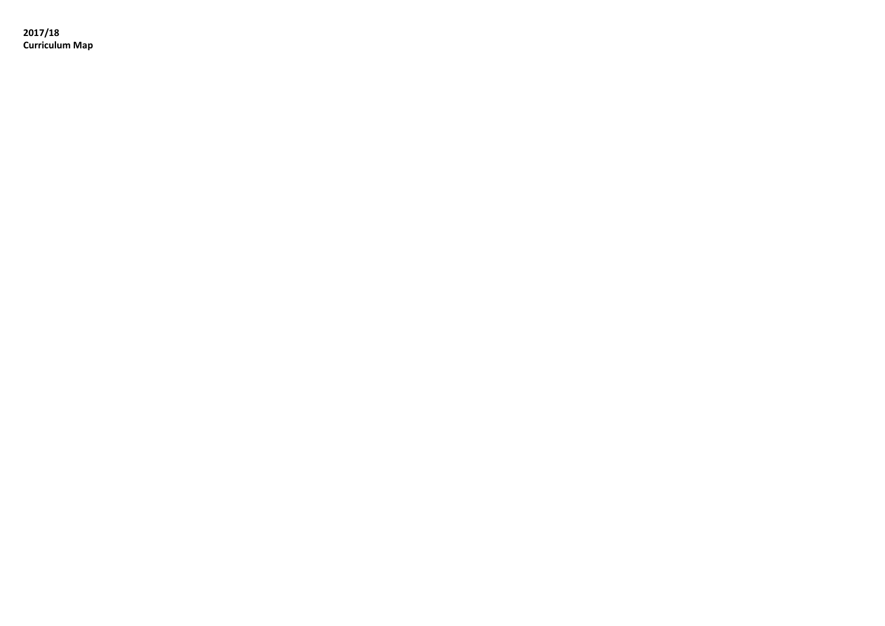**2017/18**
**Curriculum Map**